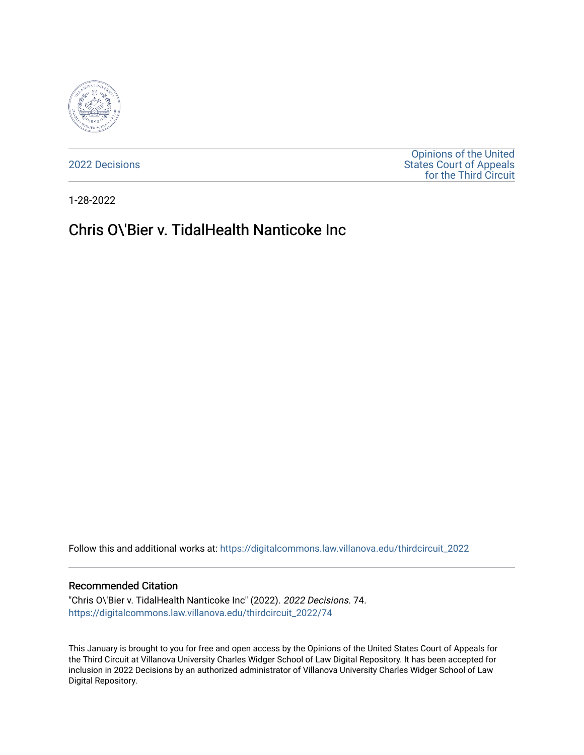2022 Decisions

Opinions of the United States Court of Appeals for the Third Circuit

1-28-2022

# Chris O\'Bier v. TidalHealth Nanticoke Inc

Follow this and additional works at: https://digitalcommons.law.villanova.edu/thirdcircuit_2022

## Recommended Citation

"Chris O\'Bier v. TidalHealth Nanticoke Inc" (2022). *2022 Decisions*. 74.
https://digitalcommons.law.villanova.edu/thirdcircuit_2022/74

This January is brought to you for free and open access by the Opinions of the United States Court of Appeals for the Third Circuit at Villanova University Charles Widger School of Law Digital Repository. It has been accepted for inclusion in 2022 Decisions by an authorized administrator of Villanova University Charles Widger School of Law Digital Repository.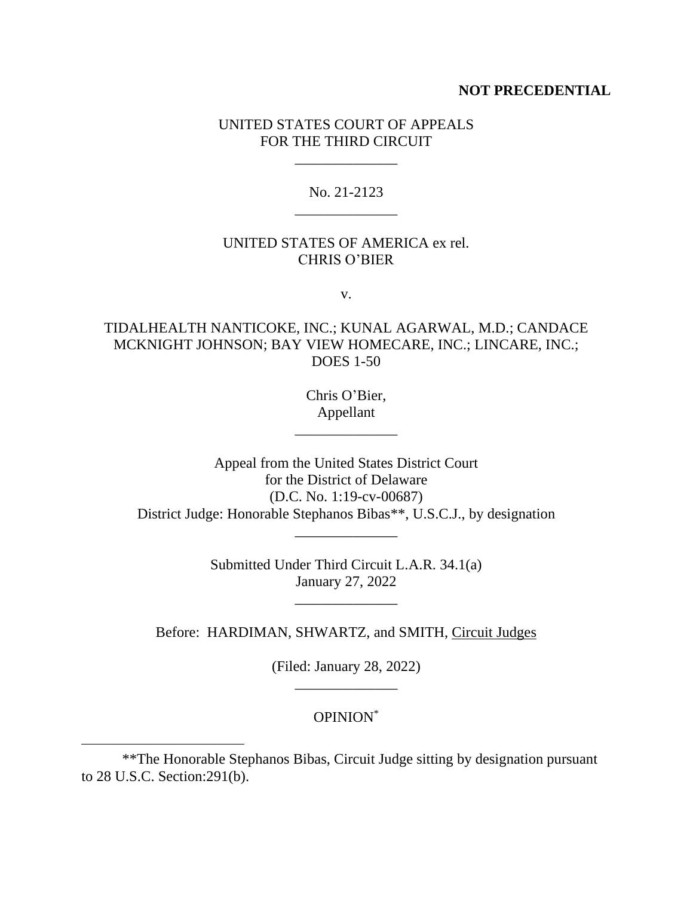**NOT PRECEDENTIAL**

UNITED STATES COURT OF APPEALS
FOR THE THIRD CIRCUIT

\_\_\_\_\_\_\_\_\_\_\_\_\_\_

No. 21-2123

\_\_\_\_\_\_\_\_\_\_\_\_\_\_

UNITED STATES OF AMERICA ex rel.
CHRIS O'BIER

v.

TIDALHEALTH NANTICOKE, INC.; KUNAL AGARWAL, M.D.; CANDACE MCKNIGHT JOHNSON; BAY VIEW HOMECARE, INC.; LINCARE, INC.; DOES 1-50

Chris O'Bier,
Appellant

\_\_\_\_\_\_\_\_\_\_\_\_\_\_

Appeal from the United States District Court
for the District of Delaware
(D.C. No. 1:19-cv-00687)
District Judge: Honorable Stephanos Bibas**, U.S.C.J., by designation

\_\_\_\_\_\_\_\_\_\_\_\_\_\_

Submitted Under Third Circuit L.A.R. 34.1(a)
January 27, 2022

\_\_\_\_\_\_\_\_\_\_\_\_\_\_

Before: HARDIMAN, SHWARTZ, and SMITH, Circuit Judges

(Filed: January 28, 2022)

\_\_\_\_\_\_\_\_\_\_\_\_\_\_

OPINION[*]

---

**The Honorable Stephanos Bibas, Circuit Judge sitting by designation pursuant to 28 U.S.C. Section:291(b).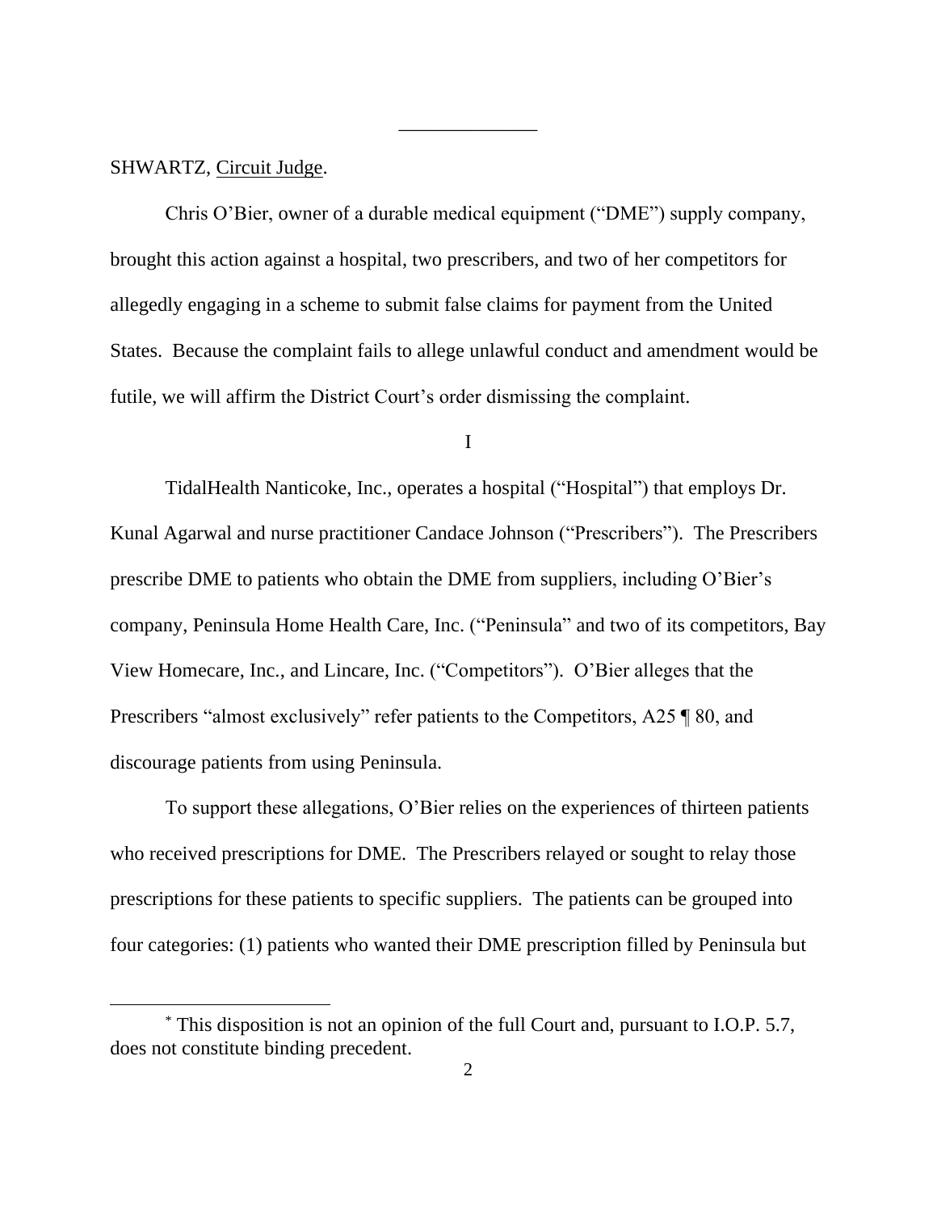______________

SHWARTZ, Circuit Judge.

Chris O'Bier, owner of a durable medical equipment ("DME") supply company, brought this action against a hospital, two prescribers, and two of her competitors for allegedly engaging in a scheme to submit false claims for payment from the United States. Because the complaint fails to allege unlawful conduct and amendment would be futile, we will affirm the District Court's order dismissing the complaint.

I

TidalHealth Nanticoke, Inc., operates a hospital ("Hospital") that employs Dr. Kunal Agarwal and nurse practitioner Candace Johnson ("Prescribers"). The Prescribers prescribe DME to patients who obtain the DME from suppliers, including O'Bier's company, Peninsula Home Health Care, Inc. ("Peninsula" and two of its competitors, Bay View Homecare, Inc., and Lincare, Inc. ("Competitors"). O'Bier alleges that the Prescribers "almost exclusively" refer patients to the Competitors, A25 ¶ 80, and discourage patients from using Peninsula.

To support these allegations, O'Bier relies on the experiences of thirteen patients who received prescriptions for DME. The Prescribers relayed or sought to relay those prescriptions for these patients to specific suppliers. The patients can be grouped into four categories: (1) patients who wanted their DME prescription filled by Peninsula but

* This disposition is not an opinion of the full Court and, pursuant to I.O.P. 5.7, does not constitute binding precedent.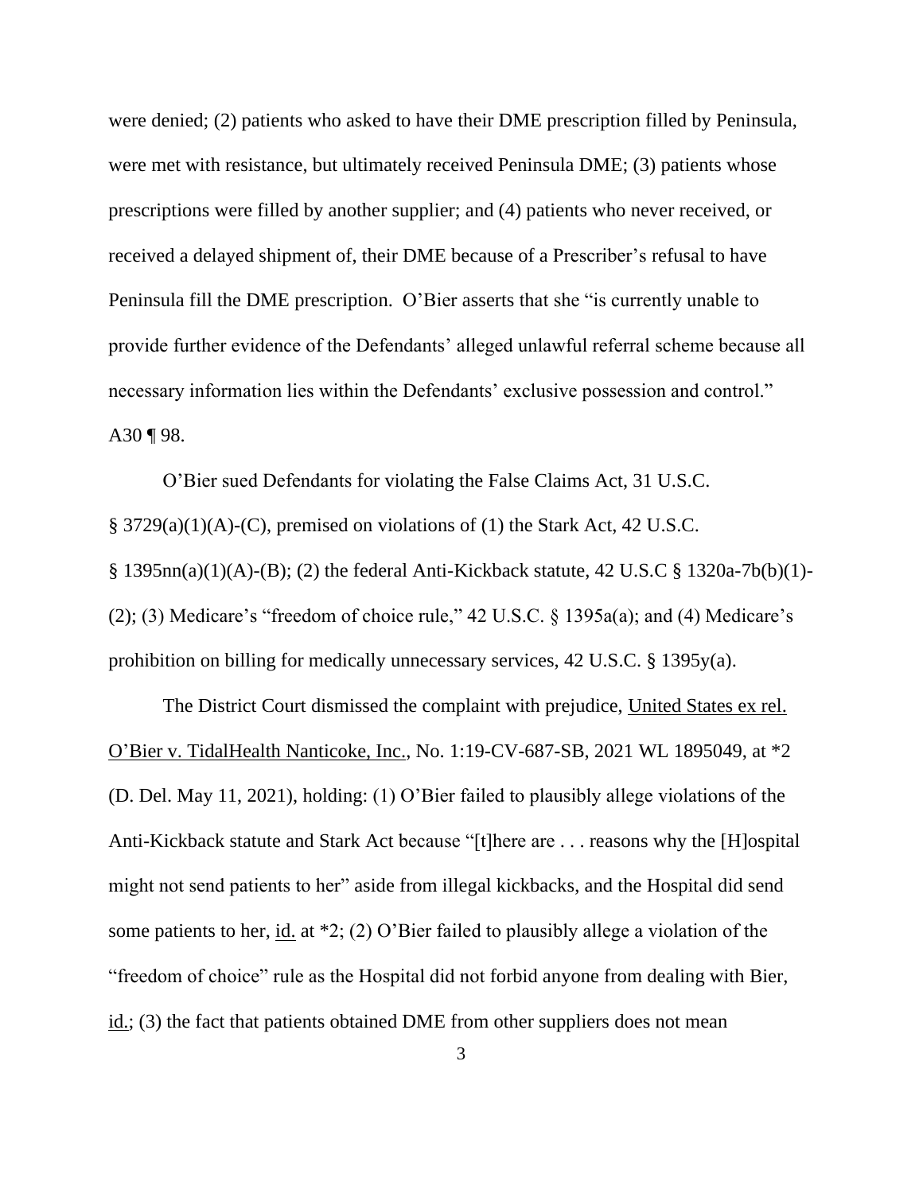were denied; (2) patients who asked to have their DME prescription filled by Peninsula, were met with resistance, but ultimately received Peninsula DME; (3) patients whose prescriptions were filled by another supplier; and (4) patients who never received, or received a delayed shipment of, their DME because of a Prescriber's refusal to have Peninsula fill the DME prescription. O'Bier asserts that she "is currently unable to provide further evidence of the Defendants' alleged unlawful referral scheme because all necessary information lies within the Defendants' exclusive possession and control." A30 ¶ 98.

O'Bier sued Defendants for violating the False Claims Act, 31 U.S.C. § 3729(a)(1)(A)-(C), premised on violations of (1) the Stark Act, 42 U.S.C. § 1395nn(a)(1)(A)-(B); (2) the federal Anti-Kickback statute, 42 U.S.C § 1320a-7b(b)(1)-(2); (3) Medicare's "freedom of choice rule," 42 U.S.C. § 1395a(a); and (4) Medicare's prohibition on billing for medically unnecessary services, 42 U.S.C. § 1395y(a).

The District Court dismissed the complaint with prejudice, United States ex rel. O'Bier v. TidalHealth Nanticoke, Inc., No. 1:19-CV-687-SB, 2021 WL 1895049, at *2 (D. Del. May 11, 2021), holding: (1) O'Bier failed to plausibly allege violations of the Anti-Kickback statute and Stark Act because "[t]here are . . . reasons why the [H]ospital might not send patients to her" aside from illegal kickbacks, and the Hospital did send some patients to her, id. at *2; (2) O'Bier failed to plausibly allege a violation of the "freedom of choice" rule as the Hospital did not forbid anyone from dealing with Bier, id.; (3) the fact that patients obtained DME from other suppliers does not mean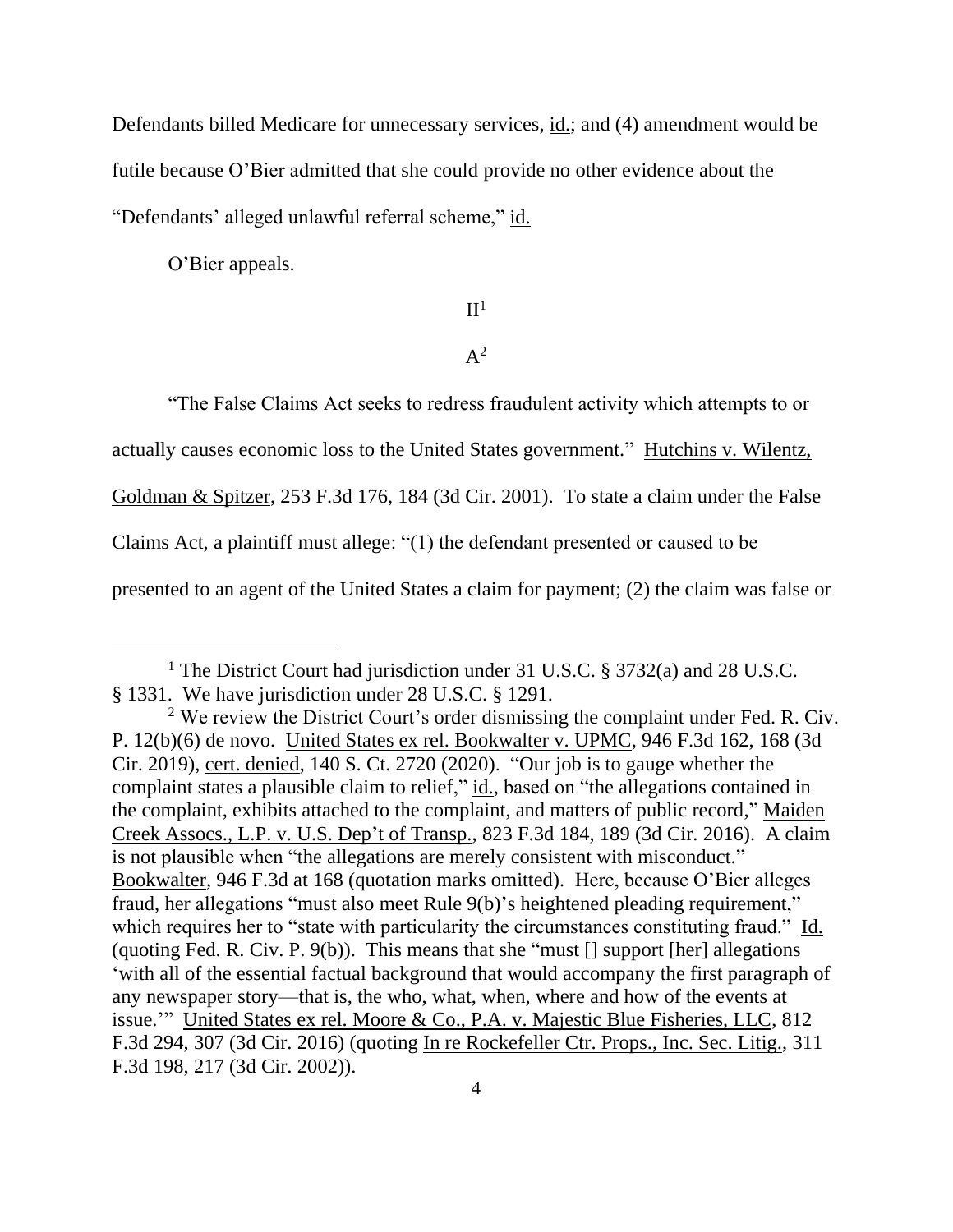Defendants billed Medicare for unnecessary services, id.; and (4) amendment would be futile because O'Bier admitted that she could provide no other evidence about the "Defendants' alleged unlawful referral scheme," id.

O'Bier appeals.

II[1]

A[2]

"The False Claims Act seeks to redress fraudulent activity which attempts to or actually causes economic loss to the United States government." Hutchins v. Wilentz, Goldman & Spitzer, 253 F.3d 176, 184 (3d Cir. 2001). To state a claim under the False Claims Act, a plaintiff must allege: "(1) the defendant presented or caused to be presented to an agent of the United States a claim for payment; (2) the claim was false or

---

[1] The District Court had jurisdiction under 31 U.S.C. § 3732(a) and 28 U.S.C. § 1331. We have jurisdiction under 28 U.S.C. § 1291.

[2] We review the District Court's order dismissing the complaint under Fed. R. Civ. P. 12(b)(6) de novo. United States ex rel. Bookwalter v. UPMC, 946 F.3d 162, 168 (3d Cir. 2019), cert. denied, 140 S. Ct. 2720 (2020). "Our job is to gauge whether the complaint states a plausible claim to relief," id., based on "the allegations contained in the complaint, exhibits attached to the complaint, and matters of public record," Maiden Creek Assocs., L.P. v. U.S. Dep't of Transp., 823 F.3d 184, 189 (3d Cir. 2016). A claim is not plausible when "the allegations are merely consistent with misconduct." Bookwalter, 946 F.3d at 168 (quotation marks omitted). Here, because O'Bier alleges fraud, her allegations "must also meet Rule 9(b)'s heightened pleading requirement," which requires her to "state with particularity the circumstances constituting fraud." Id. (quoting Fed. R. Civ. P. 9(b)). This means that she "must [] support [her] allegations 'with all of the essential factual background that would accompany the first paragraph of any newspaper story—that is, the who, what, when, where and how of the events at issue.'" United States ex rel. Moore & Co., P.A. v. Majestic Blue Fisheries, LLC, 812 F.3d 294, 307 (3d Cir. 2016) (quoting In re Rockefeller Ctr. Props., Inc. Sec. Litig., 311 F.3d 198, 217 (3d Cir. 2002)).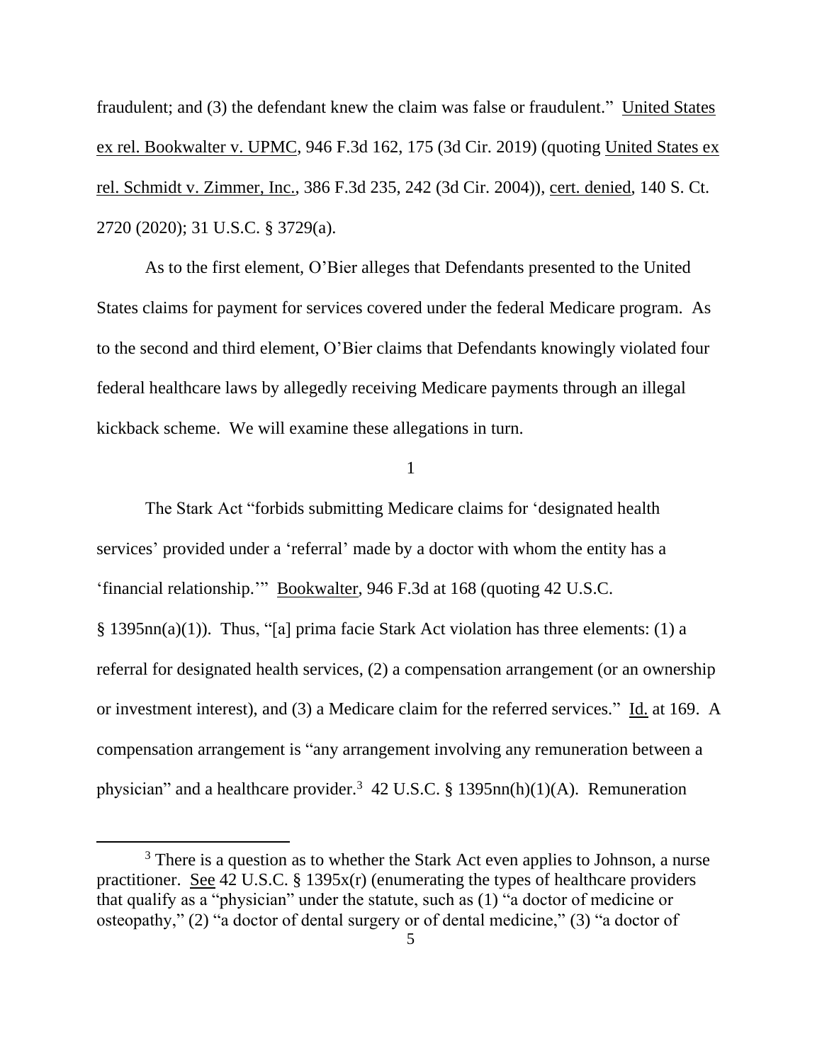fraudulent; and (3) the defendant knew the claim was false or fraudulent." United States ex rel. Bookwalter v. UPMC, 946 F.3d 162, 175 (3d Cir. 2019) (quoting United States ex rel. Schmidt v. Zimmer, Inc., 386 F.3d 235, 242 (3d Cir. 2004)), cert. denied, 140 S. Ct. 2720 (2020); 31 U.S.C. § 3729(a).

As to the first element, O'Bier alleges that Defendants presented to the United States claims for payment for services covered under the federal Medicare program. As to the second and third element, O'Bier claims that Defendants knowingly violated four federal healthcare laws by allegedly receiving Medicare payments through an illegal kickback scheme. We will examine these allegations in turn.

1

The Stark Act "forbids submitting Medicare claims for 'designated health services' provided under a 'referral' made by a doctor with whom the entity has a 'financial relationship.'" Bookwalter, 946 F.3d at 168 (quoting 42 U.S.C. § 1395nn(a)(1)). Thus, "[a] prima facie Stark Act violation has three elements: (1) a referral for designated health services, (2) a compensation arrangement (or an ownership or investment interest), and (3) a Medicare claim for the referred services." Id. at 169. A compensation arrangement is "any arrangement involving any remuneration between a physician" and a healthcare provider.[3] 42 U.S.C. § 1395nn(h)(1)(A). Remuneration

[3] There is a question as to whether the Stark Act even applies to Johnson, a nurse practitioner. See 42 U.S.C. § 1395x(r) (enumerating the types of healthcare providers that qualify as a "physician" under the statute, such as (1) "a doctor of medicine or osteopathy," (2) "a doctor of dental surgery or of dental medicine," (3) "a doctor of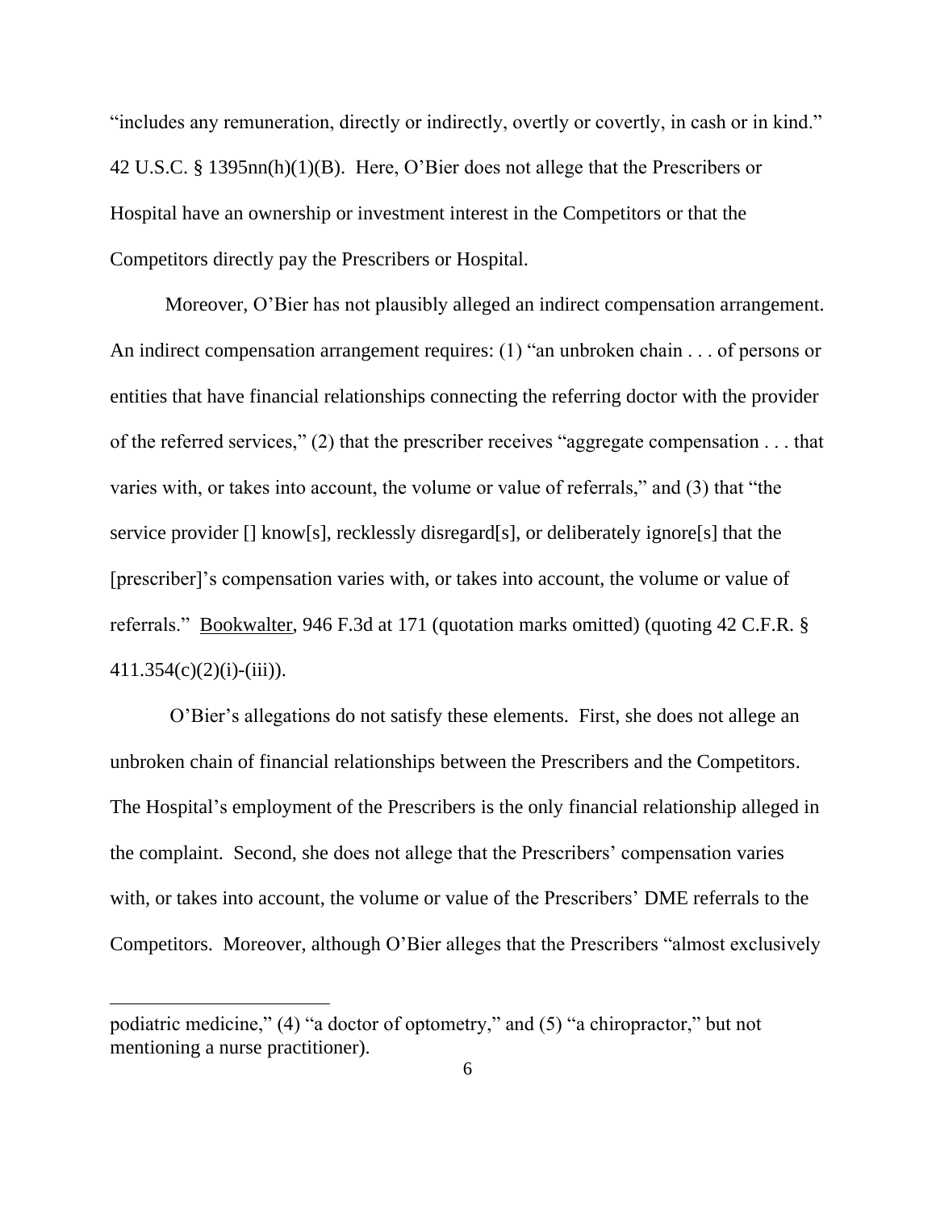"includes any remuneration, directly or indirectly, overtly or covertly, in cash or in kind." 42 U.S.C. § 1395nn(h)(1)(B). Here, O'Bier does not allege that the Prescribers or Hospital have an ownership or investment interest in the Competitors or that the Competitors directly pay the Prescribers or Hospital.

Moreover, O'Bier has not plausibly alleged an indirect compensation arrangement. An indirect compensation arrangement requires: (1) "an unbroken chain . . . of persons or entities that have financial relationships connecting the referring doctor with the provider of the referred services," (2) that the prescriber receives "aggregate compensation . . . that varies with, or takes into account, the volume or value of referrals," and (3) that "the service provider [] know[s], recklessly disregard[s], or deliberately ignore[s] that the [prescriber]'s compensation varies with, or takes into account, the volume or value of referrals." Bookwalter, 946 F.3d at 171 (quotation marks omitted) (quoting 42 C.F.R. § 411.354(c)(2)(i)-(iii)).

O'Bier's allegations do not satisfy these elements. First, she does not allege an unbroken chain of financial relationships between the Prescribers and the Competitors. The Hospital's employment of the Prescribers is the only financial relationship alleged in the complaint. Second, she does not allege that the Prescribers' compensation varies with, or takes into account, the volume or value of the Prescribers' DME referrals to the Competitors. Moreover, although O'Bier alleges that the Prescribers "almost exclusively

---

podiatric medicine," (4) "a doctor of optometry," and (5) "a chiropractor," but not mentioning a nurse practitioner).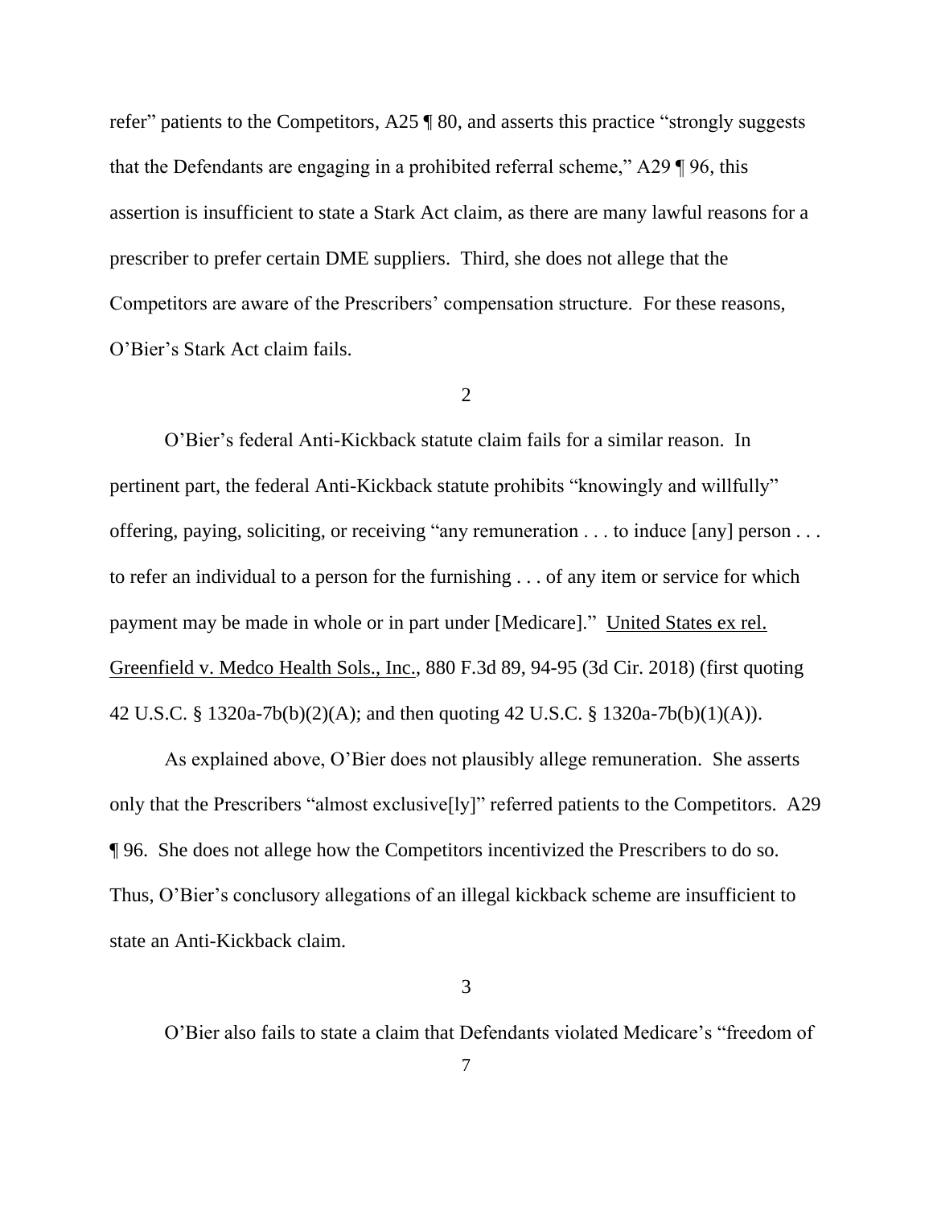refer" patients to the Competitors, A25 ¶ 80, and asserts this practice "strongly suggests that the Defendants are engaging in a prohibited referral scheme," A29 ¶ 96, this assertion is insufficient to state a Stark Act claim, as there are many lawful reasons for a prescriber to prefer certain DME suppliers. Third, she does not allege that the Competitors are aware of the Prescribers' compensation structure. For these reasons, O'Bier's Stark Act claim fails.

2

O'Bier's federal Anti-Kickback statute claim fails for a similar reason. In pertinent part, the federal Anti-Kickback statute prohibits "knowingly and willfully" offering, paying, soliciting, or receiving "any remuneration . . . to induce [any] person . . . to refer an individual to a person for the furnishing . . . of any item or service for which payment may be made in whole or in part under [Medicare]." United States ex rel. Greenfield v. Medco Health Sols., Inc., 880 F.3d 89, 94-95 (3d Cir. 2018) (first quoting 42 U.S.C. § 1320a-7b(b)(2)(A); and then quoting 42 U.S.C. § 1320a-7b(b)(1)(A)).

As explained above, O'Bier does not plausibly allege remuneration. She asserts only that the Prescribers "almost exclusive[ly]" referred patients to the Competitors. A29 ¶ 96. She does not allege how the Competitors incentivized the Prescribers to do so. Thus, O'Bier's conclusory allegations of an illegal kickback scheme are insufficient to state an Anti-Kickback claim.

3

O'Bier also fails to state a claim that Defendants violated Medicare's "freedom of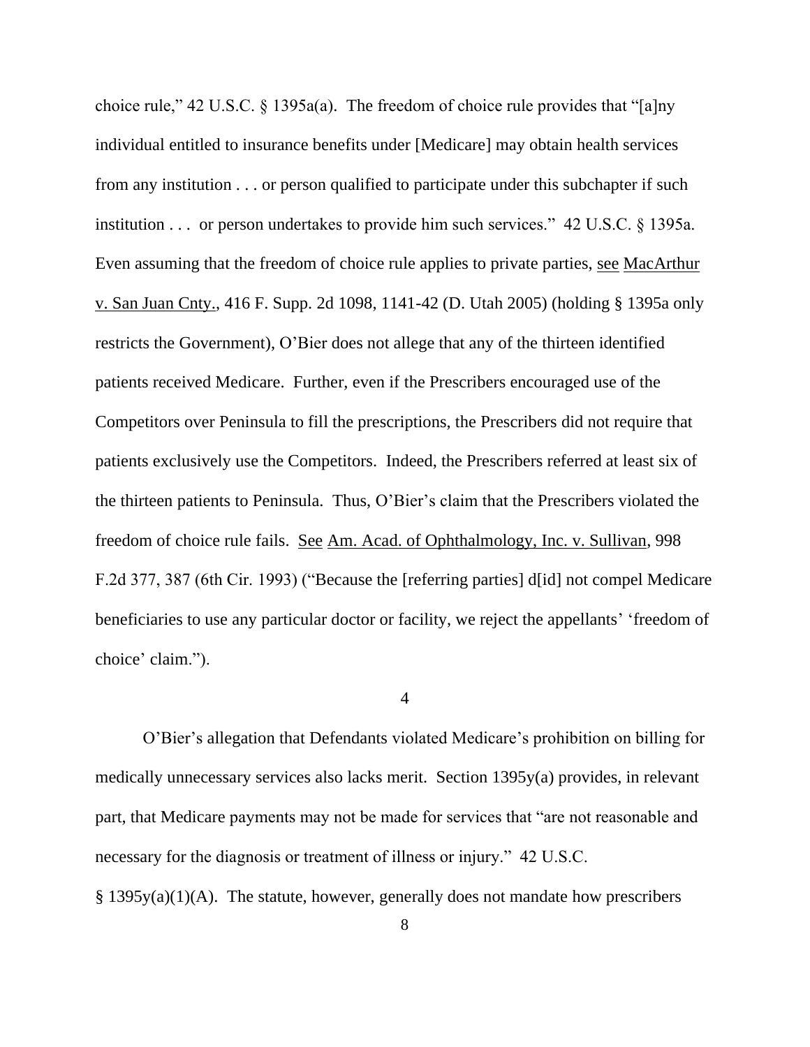choice rule," 42 U.S.C. § 1395a(a). The freedom of choice rule provides that "[a]ny individual entitled to insurance benefits under [Medicare] may obtain health services from any institution . . . or person qualified to participate under this subchapter if such institution . . . or person undertakes to provide him such services." 42 U.S.C. § 1395a. Even assuming that the freedom of choice rule applies to private parties, see MacArthur v. San Juan Cnty., 416 F. Supp. 2d 1098, 1141-42 (D. Utah 2005) (holding § 1395a only restricts the Government), O'Bier does not allege that any of the thirteen identified patients received Medicare. Further, even if the Prescribers encouraged use of the Competitors over Peninsula to fill the prescriptions, the Prescribers did not require that patients exclusively use the Competitors. Indeed, the Prescribers referred at least six of the thirteen patients to Peninsula. Thus, O'Bier's claim that the Prescribers violated the freedom of choice rule fails. See Am. Acad. of Ophthalmology, Inc. v. Sullivan, 998 F.2d 377, 387 (6th Cir. 1993) ("Because the [referring parties] d[id] not compel Medicare beneficiaries to use any particular doctor or facility, we reject the appellants' 'freedom of choice' claim.").

4

O'Bier's allegation that Defendants violated Medicare's prohibition on billing for medically unnecessary services also lacks merit. Section 1395y(a) provides, in relevant part, that Medicare payments may not be made for services that "are not reasonable and necessary for the diagnosis or treatment of illness or injury." 42 U.S.C. § 1395y(a)(1)(A). The statute, however, generally does not mandate how prescribers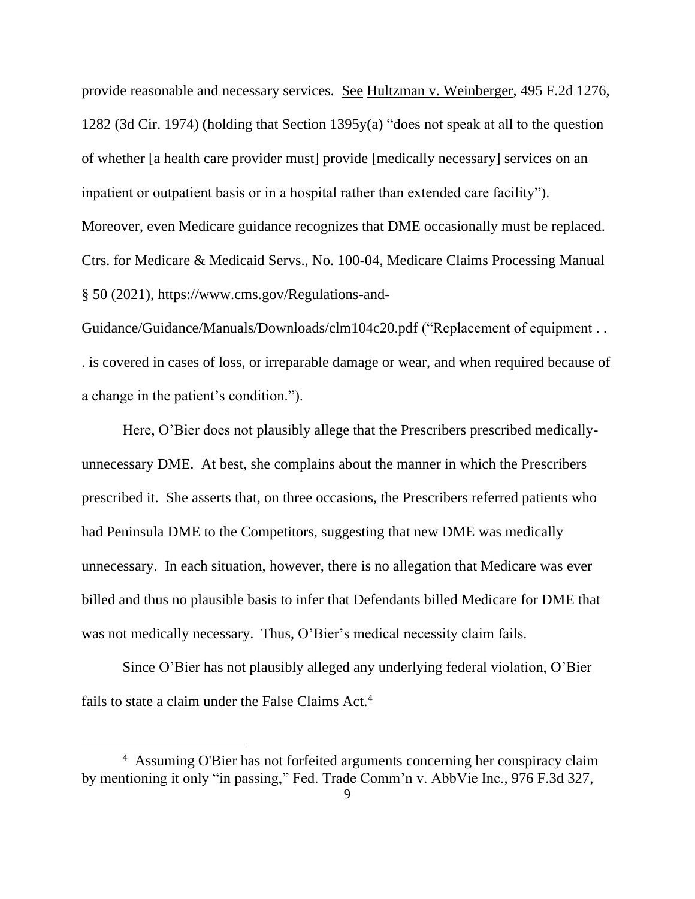provide reasonable and necessary services. See Hultzman v. Weinberger, 495 F.2d 1276, 1282 (3d Cir. 1974) (holding that Section 1395y(a) "does not speak at all to the question of whether [a health care provider must] provide [medically necessary] services on an inpatient or outpatient basis or in a hospital rather than extended care facility"). Moreover, even Medicare guidance recognizes that DME occasionally must be replaced. Ctrs. for Medicare & Medicaid Servs., No. 100-04, Medicare Claims Processing Manual § 50 (2021), https://www.cms.gov/Regulations-and-Guidance/Guidance/Manuals/Downloads/clm104c20.pdf ("Replacement of equipment . . . is covered in cases of loss, or irreparable damage or wear, and when required because of a change in the patient's condition.").

Here, O'Bier does not plausibly allege that the Prescribers prescribed medically-unnecessary DME. At best, she complains about the manner in which the Prescribers prescribed it. She asserts that, on three occasions, the Prescribers referred patients who had Peninsula DME to the Competitors, suggesting that new DME was medically unnecessary. In each situation, however, there is no allegation that Medicare was ever billed and thus no plausible basis to infer that Defendants billed Medicare for DME that was not medically necessary. Thus, O'Bier's medical necessity claim fails.

Since O'Bier has not plausibly alleged any underlying federal violation, O'Bier fails to state a claim under the False Claims Act.[4]

---

[4] Assuming O'Bier has not forfeited arguments concerning her conspiracy claim by mentioning it only "in passing," Fed. Trade Comm'n v. AbbVie Inc., 976 F.3d 327,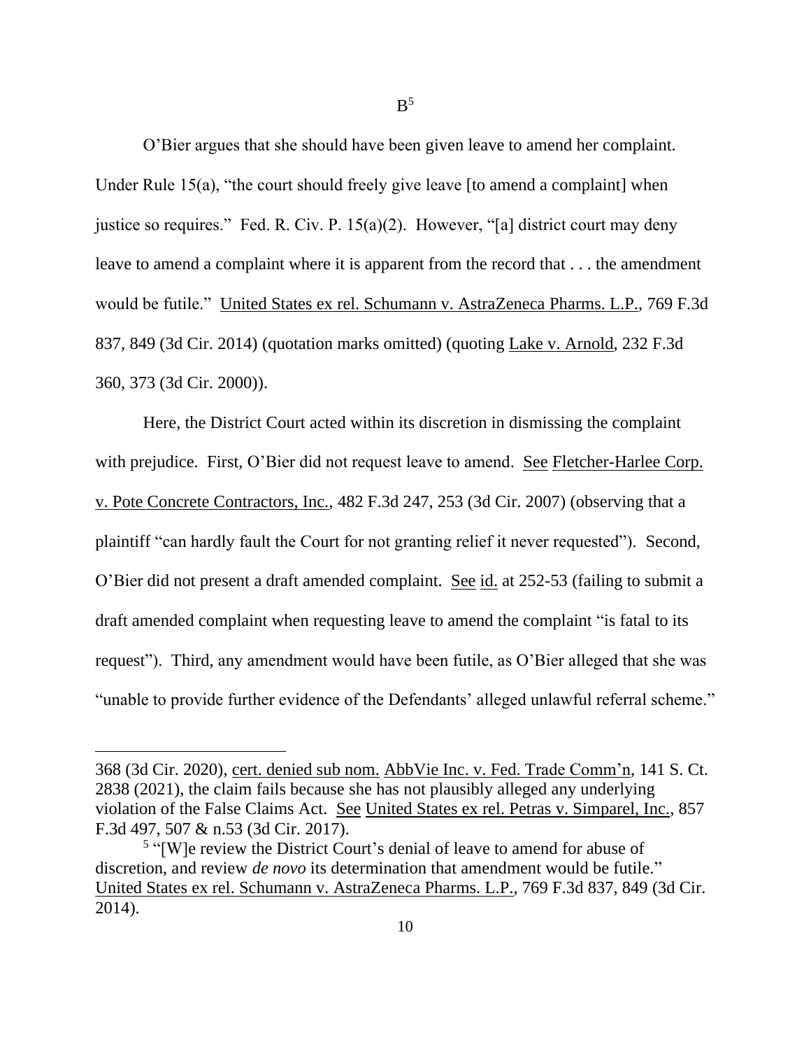B[5]

O'Bier argues that she should have been given leave to amend her complaint. Under Rule 15(a), "the court should freely give leave [to amend a complaint] when justice so requires." Fed. R. Civ. P. 15(a)(2). However, "[a] district court may deny leave to amend a complaint where it is apparent from the record that . . . the amendment would be futile." United States ex rel. Schumann v. AstraZeneca Pharms. L.P., 769 F.3d 837, 849 (3d Cir. 2014) (quotation marks omitted) (quoting Lake v. Arnold, 232 F.3d 360, 373 (3d Cir. 2000)).

Here, the District Court acted within its discretion in dismissing the complaint with prejudice. First, O'Bier did not request leave to amend. See Fletcher-Harlee Corp. v. Pote Concrete Contractors, Inc., 482 F.3d 247, 253 (3d Cir. 2007) (observing that a plaintiff "can hardly fault the Court for not granting relief it never requested"). Second, O'Bier did not present a draft amended complaint. See id. at 252-53 (failing to submit a draft amended complaint when requesting leave to amend the complaint "is fatal to its request"). Third, any amendment would have been futile, as O'Bier alleged that she was "unable to provide further evidence of the Defendants' alleged unlawful referral scheme."

---

368 (3d Cir. 2020), cert. denied sub nom. AbbVie Inc. v. Fed. Trade Comm'n, 141 S. Ct. 2838 (2021), the claim fails because she has not plausibly alleged any underlying violation of the False Claims Act. See United States ex rel. Petras v. Simparel, Inc., 857 F.3d 497, 507 & n.53 (3d Cir. 2017).

[5] "[W]e review the District Court's denial of leave to amend for abuse of discretion, and review *de novo* its determination that amendment would be futile." United States ex rel. Schumann v. AstraZeneca Pharms. L.P., 769 F.3d 837, 849 (3d Cir. 2014).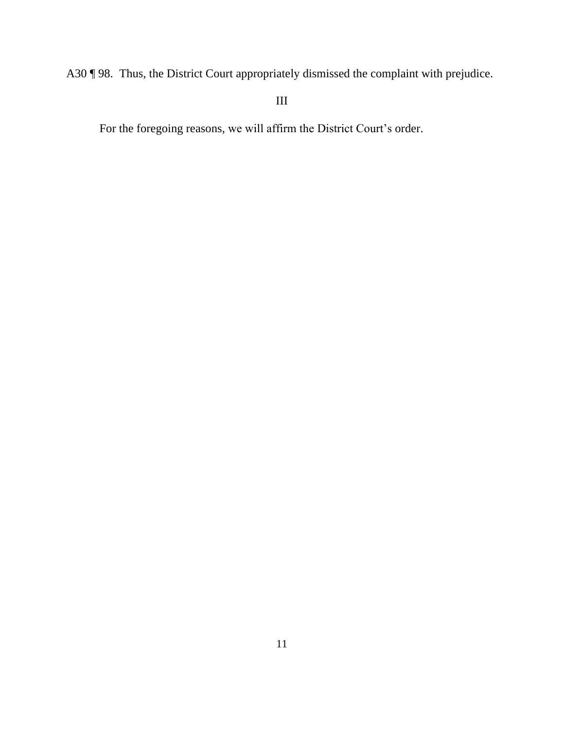A30 ¶ 98. Thus, the District Court appropriately dismissed the complaint with prejudice.

III

For the foregoing reasons, we will affirm the District Court's order.